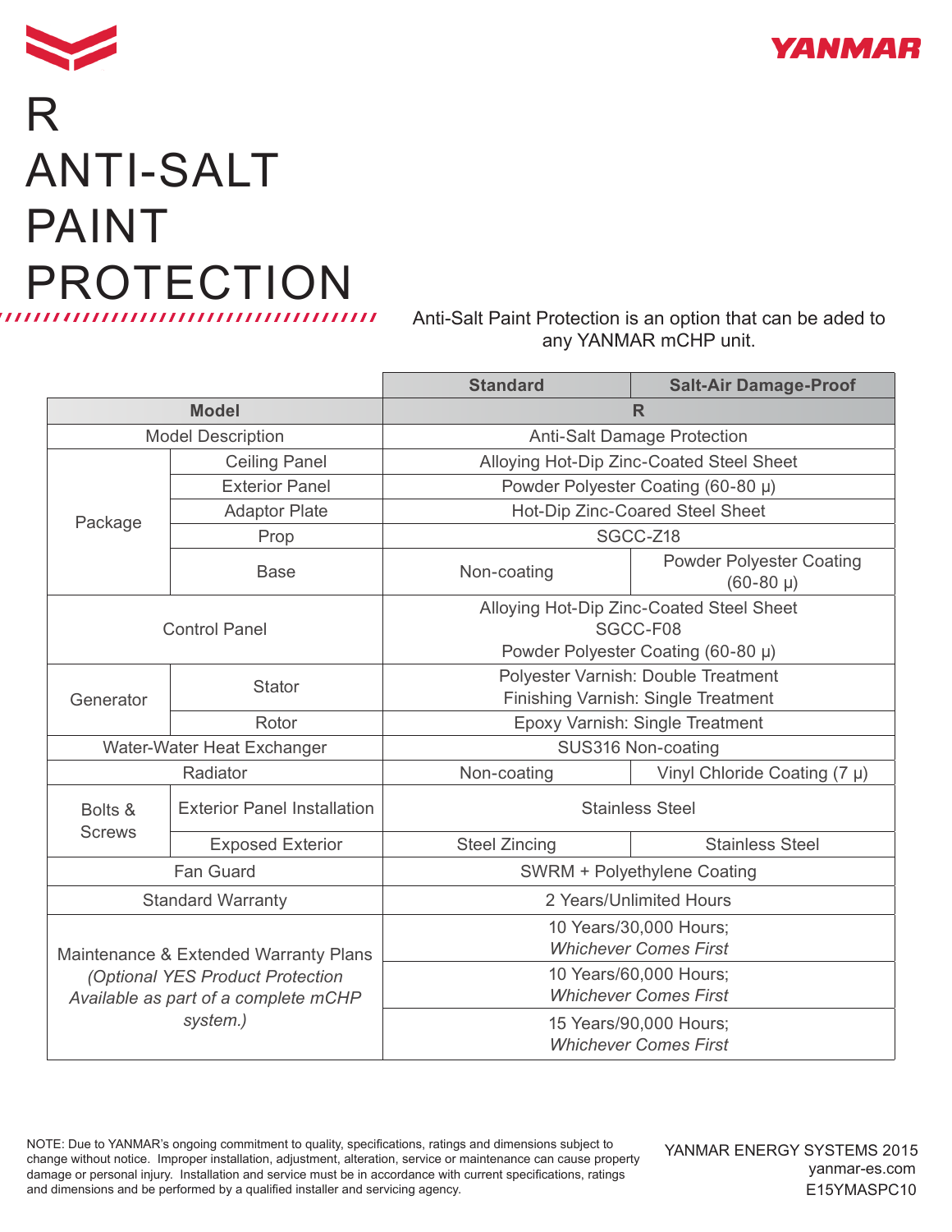# R ANTI-SALT PAINT PROTECTION

Anti-Salt Paint Protection is an option that can be aded to any YANMAR mCHP unit.

| | | Standard | Salt-Air Damage-Proof |
|---|---|---|---|
| **Model** | | **R** | |
| Model Description | | Anti-Salt Damage Protection | |
| Package | Ceiling Panel | Alloying Hot-Dip Zinc-Coated Steel Sheet | |
| | Exterior Panel | Powder Polyester Coating (60-80 μ) | |
| | Adaptor Plate | Hot-Dip Zinc-Coared Steel Sheet | |
| | Prop | SGCC-Z18 | |
| | Base | Non-coating | Powder Polyester Coating (60-80 μ) |
| Control Panel | | Alloying Hot-Dip Zinc-Coated Steel Sheet SGCC-F08 Powder Polyester Coating (60-80 μ) | |
| Generator | Stator | Polyester Varnish: Double Treatment Finishing Varnish: Single Treatment | |
| | Rotor | Epoxy Varnish: Single Treatment | |
| Water-Water Heat Exchanger | | SUS316 Non-coating | |
| Radiator | | Non-coating | Vinyl Chloride Coating (7 μ) |
| Bolts & Screws | Exterior Panel Installation | Stainless Steel | |
| | Exposed Exterior | Steel Zincing | Stainless Steel |
| Fan Guard | | SWRM + Polyethylene Coating | |
| Standard Warranty | | 2 Years/Unlimited Hours | |
| Maintenance & Extended Warranty Plans *(Optional YES Product Protection Available as part of a complete mCHP system.)* | | 10 Years/30,000 Hours; *Whichever Comes First* | |
| | | 10 Years/60,000 Hours; *Whichever Comes First* | |
| | | 15 Years/90,000 Hours; *Whichever Comes First* | |

NOTE: Due to YANMAR's ongoing commitment to quality, specifications, ratings and dimensions subject to change without notice. Improper installation, adjustment, alteration, service or maintenance can cause property damage or personal injury. Installation and service must be in accordance with current specifications, ratings and dimensions and be performed by a qualified installer and servicing agency.

YANMAR ENERGY SYSTEMS 2015
yanmar-es.com
E15YMASPC10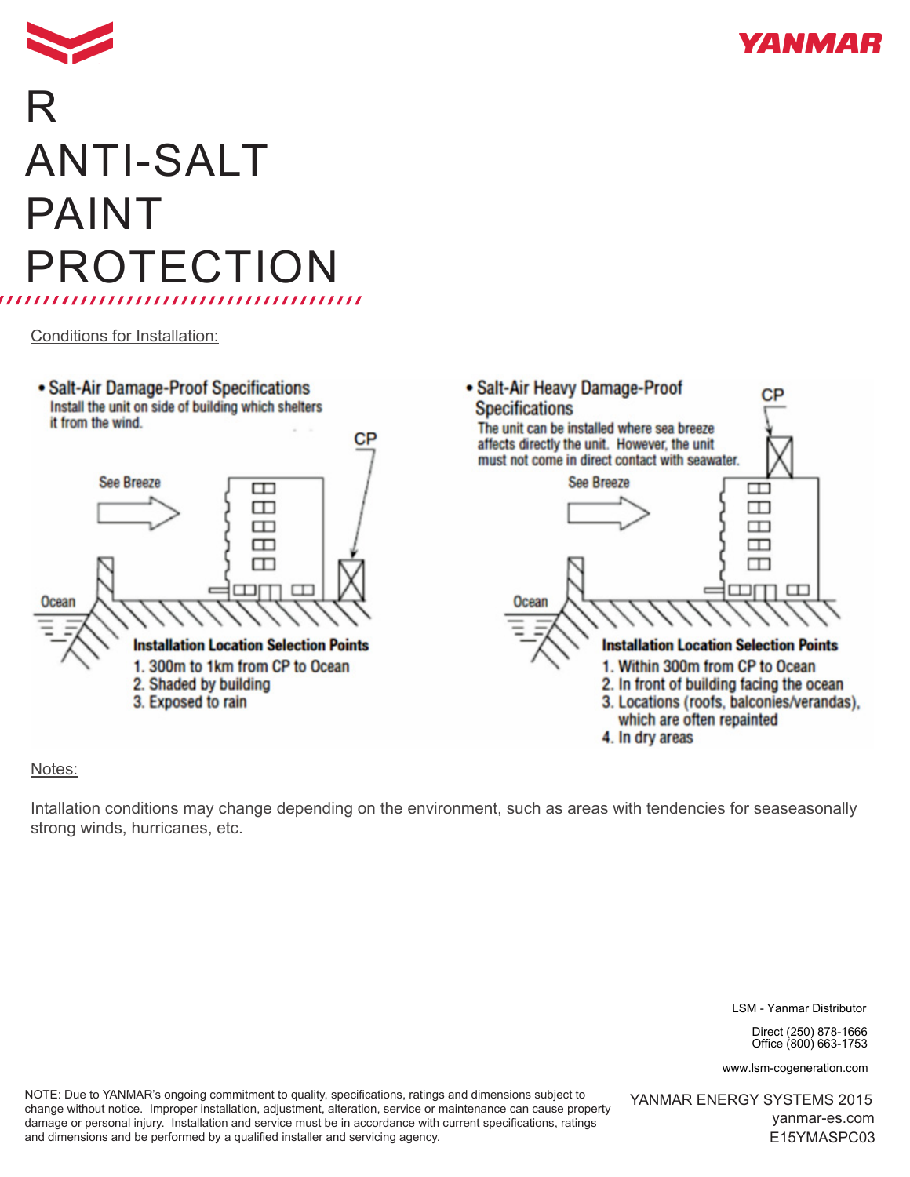# R
# ANTI-SALT PAINT PROTECTION

Conditions for Installation:

• Salt-Air Damage-Proof Specifications

Install the unit on side of building which shelters it from the wind.

CP

See Breeze

Ocean

**Installation Location Selection Points**

1. 300m to 1km from CP to Ocean
2. Shaded by building
3. Exposed to rain

• Salt-Air Heavy Damage-Proof Specifications

The unit can be installed where sea breeze affects directly the unit. However, the unit must not come in direct contact with seawater.

CP

See Breeze

Ocean

**Installation Location Selection Points**

1. Within 300m from CP to Ocean
2. In front of building facing the ocean
3. Locations (roofs, balconies/verandas), which are often repainted
4. In dry areas

Notes:

Intallation conditions may change depending on the environment, such as areas with tendencies for seaseasonally strong winds, hurricanes, etc.

LSM - Yanmar Distributor

Direct (250) 878-1666
Office (800) 663-1753

www.lsm-cogeneration.com

NOTE: Due to YANMAR's ongoing commitment to quality, specifications, ratings and dimensions subject to change without notice. Improper installation, adjustment, alteration, service or maintenance can cause property damage or personal injury. Installation and service must be in accordance with current specifications, ratings and dimensions and be performed by a qualified installer and servicing agency.

YANMAR ENERGY SYSTEMS 2015
yanmar-es.com
E15YMASPC03